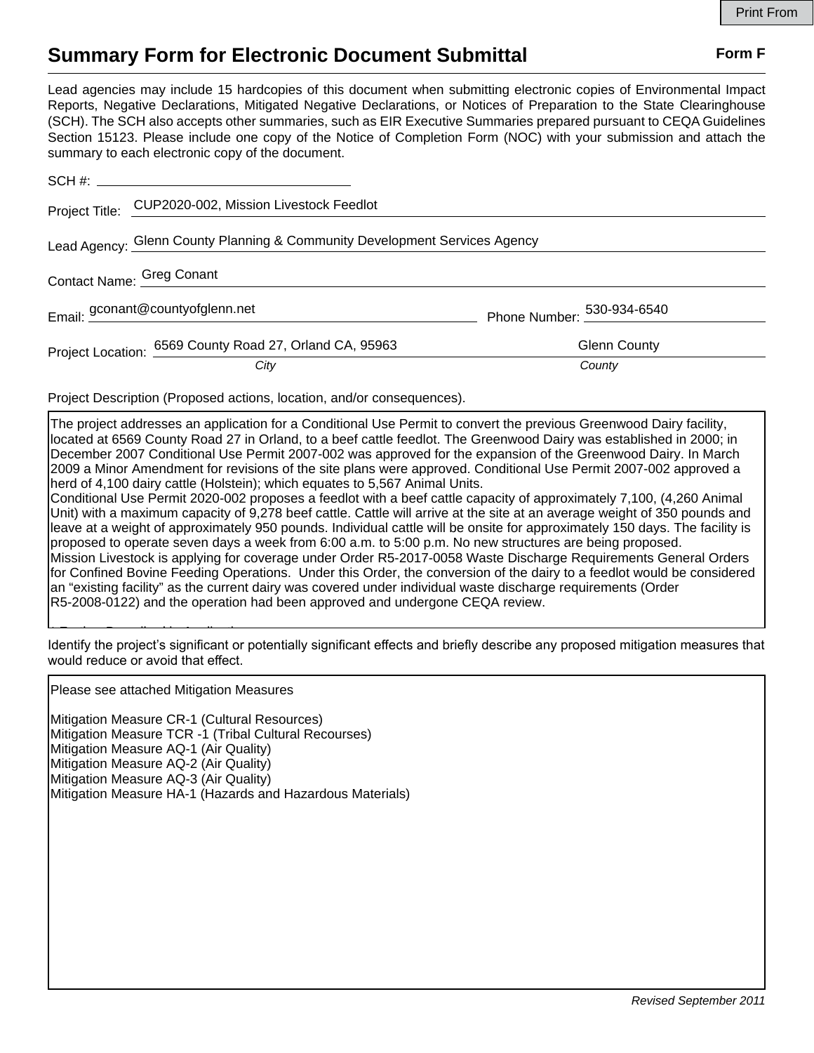Print From

# Summary Form for Electronic Document Submittal

**Form F**

Lead agencies may include 15 hardcopies of this document when submitting electronic copies of Environmental Impact Reports, Negative Declarations, Mitigated Negative Declarations, or Notices of Preparation to the State Clearinghouse (SCH). The SCH also accepts other summaries, such as EIR Executive Summaries prepared pursuant to CEQA Guidelines Section 15123. Please include one copy of the Notice of Completion Form (NOC) with your submission and attach the summary to each electronic copy of the document.

SCH #: \_\_\_\_\_\_\_\_\_\_\_\_\_\_\_\_\_\_\_\_

Project Title: CUP2020-002, Mission Livestock Feedlot

Lead Agency: Glenn County Planning & Community Development Services Agency

Contact Name: Greg Conant

Email: gconant@countyofglenn.net Phone Number: 530-934-6540

Project Location: 6569 County Road 27, Orland CA, 95963 (*City*) Glenn County (*County*)

Project Description (Proposed actions, location, and/or consequences).

The project addresses an application for a Conditional Use Permit to convert the previous Greenwood Dairy facility, located at 6569 County Road 27 in Orland, to a beef cattle feedlot. The Greenwood Dairy was established in 2000; in December 2007 Conditional Use Permit 2007-002 was approved for the expansion of the Greenwood Dairy. In March 2009 a Minor Amendment for revisions of the site plans were approved. Conditional Use Permit 2007-002 approved a herd of 4,100 dairy cattle (Holstein); which equates to 5,567 Animal Units.
Conditional Use Permit 2020-002 proposes a feedlot with a beef cattle capacity of approximately 7,100, (4,260 Animal Unit) with a maximum capacity of 9,278 beef cattle. Cattle will arrive at the site at an average weight of 350 pounds and leave at a weight of approximately 950 pounds. Individual cattle will be onsite for approximately 150 days. The facility is proposed to operate seven days a week from 6:00 a.m. to 5:00 p.m. No new structures are being proposed.
Mission Livestock is applying for coverage under Order R5-2017-0058 Waste Discharge Requirements General Orders for Confined Bovine Feeding Operations. Under this Order, the conversion of the dairy to a feedlot would be considered an "existing facility" as the current dairy was covered under individual waste discharge requirements (Order R5-2008-0122) and the operation had been approved and undergone CEQA review.

Identify the project's significant or potentially significant effects and briefly describe any proposed mitigation measures that would reduce or avoid that effect.

Please see attached Mitigation Measures

Mitigation Measure CR-1 (Cultural Resources)
Mitigation Measure TCR -1 (Tribal Cultural Recourses)
Mitigation Measure AQ-1 (Air Quality)
Mitigation Measure AQ-2 (Air Quality)
Mitigation Measure AQ-3 (Air Quality)
Mitigation Measure HA-1 (Hazards and Hazardous Materials)

*Revised September 2011*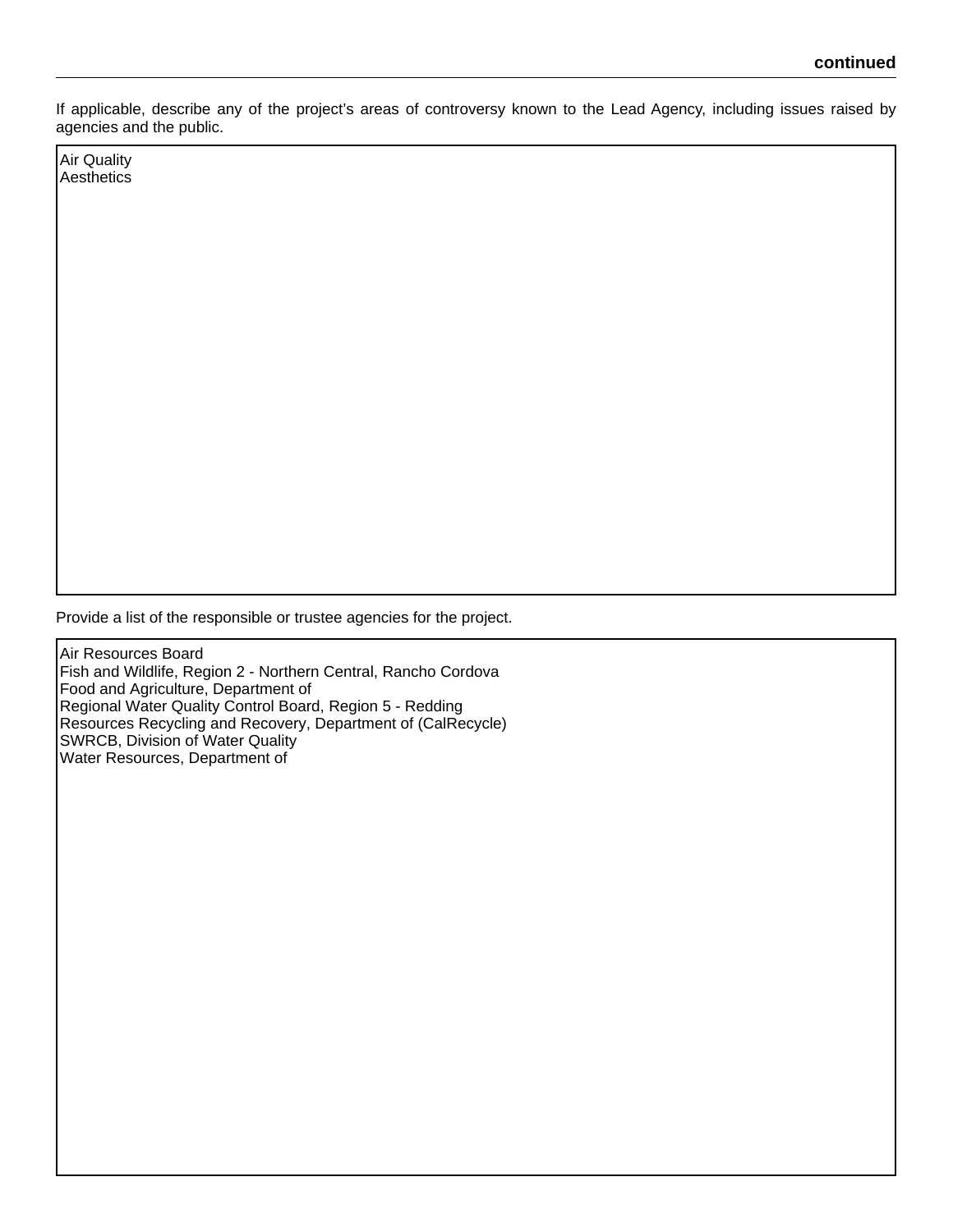**continued**

If applicable, describe any of the project's areas of controversy known to the Lead Agency, including issues raised by agencies and the public.

Air Quality
Aesthetics

Provide a list of the responsible or trustee agencies for the project.

Air Resources Board
Fish and Wildlife, Region 2 - Northern Central, Rancho Cordova
Food and Agriculture, Department of
Regional Water Quality Control Board, Region 5 - Redding
Resources Recycling and Recovery, Department of (CalRecycle)
SWRCB, Division of Water Quality
Water Resources, Department of